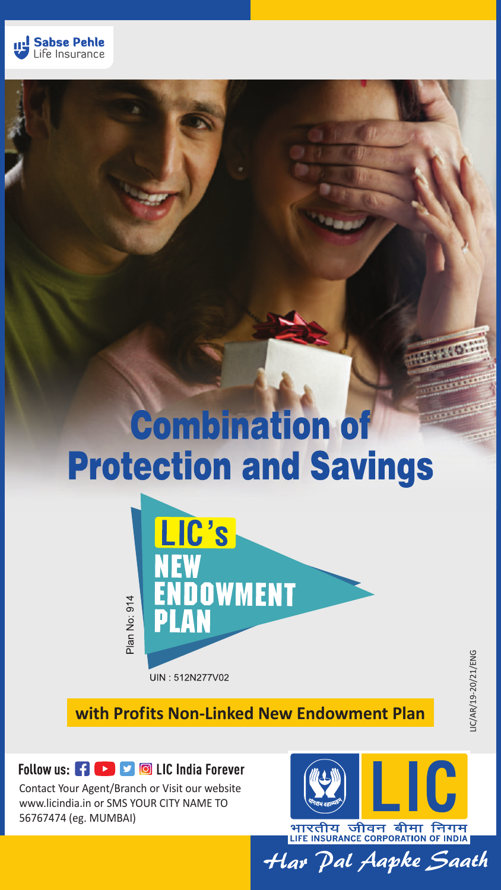Sabse Pehle Life Insurance

# Combination of Protection and Savings

## LIC's NEW ENDOWMENT PLAN

Plan No: 914

UIN : 512N277V02

**with Profits Non-Linked New Endowment Plan**

LIC/AR/19-20/21/ENG

Follow us: LIC India Forever

Contact Your Agent/Branch or Visit our website www.licindia.in or SMS YOUR CITY NAME TO 56767474 (eg. MUMBAI)

LIC

भारतीय जीवन बीमा निगम

LIFE INSURANCE CORPORATION OF INDIA

*Har Pal Aapke Saath*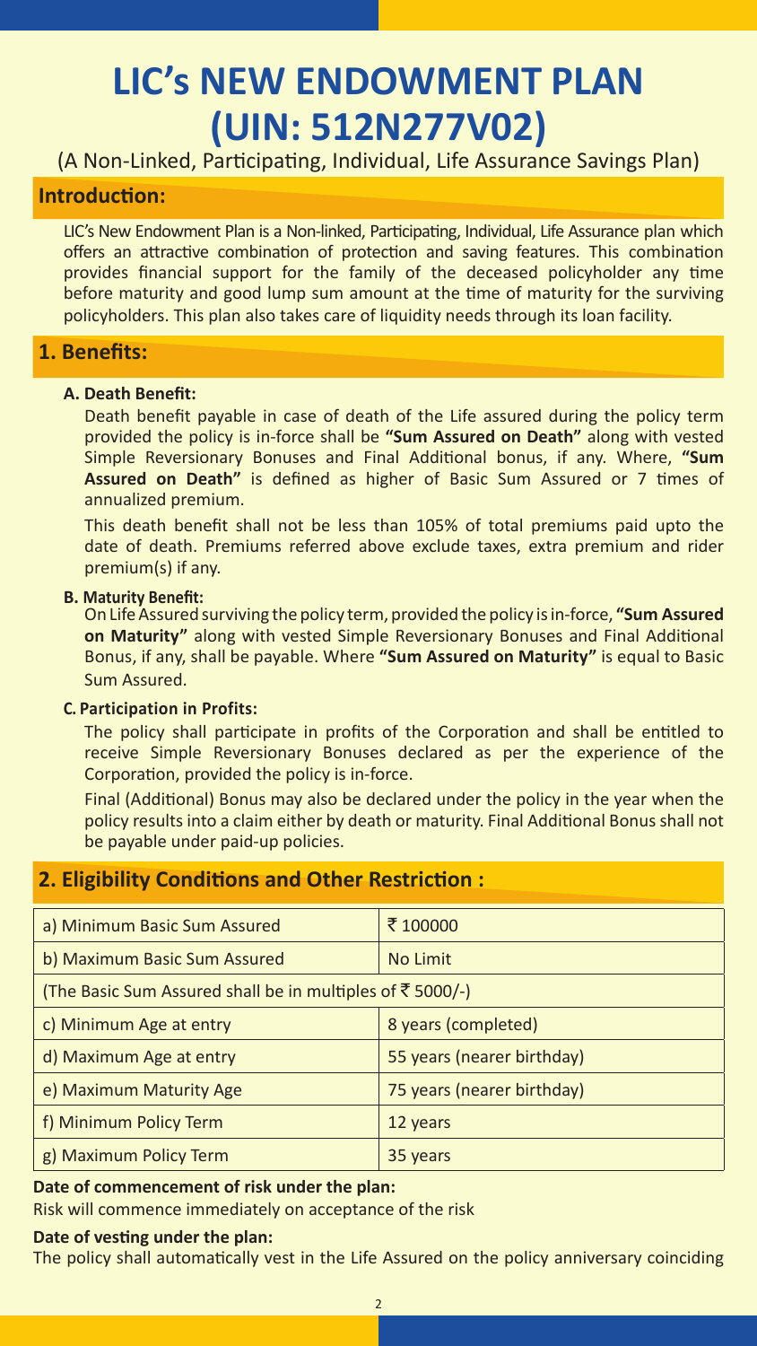# LIC's NEW ENDOWMENT PLAN (UIN: 512N277V02)

(A Non-Linked, Participating, Individual, Life Assurance Savings Plan)

## Introduction:

LIC's New Endowment Plan is a Non-linked, Participating, Individual, Life Assurance plan which offers an attractive combination of protection and saving features. This combination provides financial support for the family of the deceased policyholder any time before maturity and good lump sum amount at the time of maturity for the surviving policyholders. This plan also takes care of liquidity needs through its loan facility.

## 1. Benefits:

### A. Death Benefit:

Death benefit payable in case of death of the Life assured during the policy term provided the policy is in-force shall be **"Sum Assured on Death"** along with vested Simple Reversionary Bonuses and Final Additional bonus, if any. Where, **"Sum Assured on Death"** is defined as higher of Basic Sum Assured or 7 times of annualized premium.

This death benefit shall not be less than 105% of total premiums paid upto the date of death. Premiums referred above exclude taxes, extra premium and rider premium(s) if any.

### B. Maturity Benefit:

On Life Assured surviving the policy term, provided the policy is in-force, **"Sum Assured on Maturity"** along with vested Simple Reversionary Bonuses and Final Additional Bonus, if any, shall be payable. Where **"Sum Assured on Maturity"** is equal to Basic Sum Assured.

### C. Participation in Profits:

The policy shall participate in profits of the Corporation and shall be entitled to receive Simple Reversionary Bonuses declared as per the experience of the Corporation, provided the policy is in-force.

Final (Additional) Bonus may also be declared under the policy in the year when the policy results into a claim either by death or maturity. Final Additional Bonus shall not be payable under paid-up policies.

## 2. Eligibility Conditions and Other Restriction :

| | |
|---|---|
| a) Minimum Basic Sum Assured | ₹ 100000 |
| b) Maximum Basic Sum Assured | No Limit |
| (The Basic Sum Assured shall be in multiples of ₹ 5000/-) | |
| c) Minimum Age at entry | 8 years (completed) |
| d) Maximum Age at entry | 55 years (nearer birthday) |
| e) Maximum Maturity Age | 75 years (nearer birthday) |
| f) Minimum Policy Term | 12 years |
| g) Maximum Policy Term | 35 years |

**Date of commencement of risk under the plan:**

Risk will commence immediately on acceptance of the risk

**Date of vesting under the plan:**

The policy shall automatically vest in the Life Assured on the policy anniversary coinciding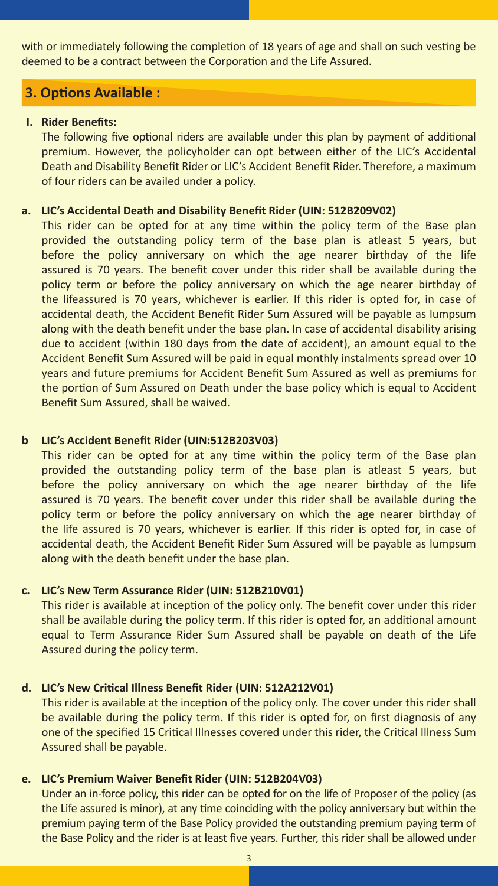with or immediately following the completion of 18 years of age and shall on such vesting be deemed to be a contract between the Corporation and the Life Assured.

## 3. Options Available :

### I. Rider Benefits:

The following five optional riders are available under this plan by payment of additional premium. However, the policyholder can opt between either of the LIC's Accidental Death and Disability Benefit Rider or LIC's Accident Benefit Rider. Therefore, a maximum of four riders can be availed under a policy.

#### a. LIC's Accidental Death and Disability Benefit Rider (UIN: 512B209V02)

This rider can be opted for at any time within the policy term of the Base plan provided the outstanding policy term of the base plan is atleast 5 years, but before the policy anniversary on which the age nearer birthday of the life assured is 70 years. The benefit cover under this rider shall be available during the policy term or before the policy anniversary on which the age nearer birthday of the lifeassured is 70 years, whichever is earlier. If this rider is opted for, in case of accidental death, the Accident Benefit Rider Sum Assured will be payable as lumpsum along with the death benefit under the base plan. In case of accidental disability arising due to accident (within 180 days from the date of accident), an amount equal to the Accident Benefit Sum Assured will be paid in equal monthly instalments spread over 10 years and future premiums for Accident Benefit Sum Assured as well as premiums for the portion of Sum Assured on Death under the base policy which is equal to Accident Benefit Sum Assured, shall be waived.

#### b LIC's Accident Benefit Rider (UIN:512B203V03)

This rider can be opted for at any time within the policy term of the Base plan provided the outstanding policy term of the base plan is atleast 5 years, but before the policy anniversary on which the age nearer birthday of the life assured is 70 years. The benefit cover under this rider shall be available during the policy term or before the policy anniversary on which the age nearer birthday of the life assured is 70 years, whichever is earlier. If this rider is opted for, in case of accidental death, the Accident Benefit Rider Sum Assured will be payable as lumpsum along with the death benefit under the base plan.

#### c. LIC's New Term Assurance Rider (UIN: 512B210V01)

This rider is available at inception of the policy only. The benefit cover under this rider shall be available during the policy term. If this rider is opted for, an additional amount equal to Term Assurance Rider Sum Assured shall be payable on death of the Life Assured during the policy term.

#### d. LIC's New Critical Illness Benefit Rider (UIN: 512A212V01)

This rider is available at the inception of the policy only. The cover under this rider shall be available during the policy term. If this rider is opted for, on first diagnosis of any one of the specified 15 Critical Illnesses covered under this rider, the Critical Illness Sum Assured shall be payable.

#### e. LIC's Premium Waiver Benefit Rider (UIN: 512B204V03)

Under an in-force policy, this rider can be opted for on the life of Proposer of the policy (as the Life assured is minor), at any time coinciding with the policy anniversary but within the premium paying term of the Base Policy provided the outstanding premium paying term of the Base Policy and the rider is at least five years. Further, this rider shall be allowed under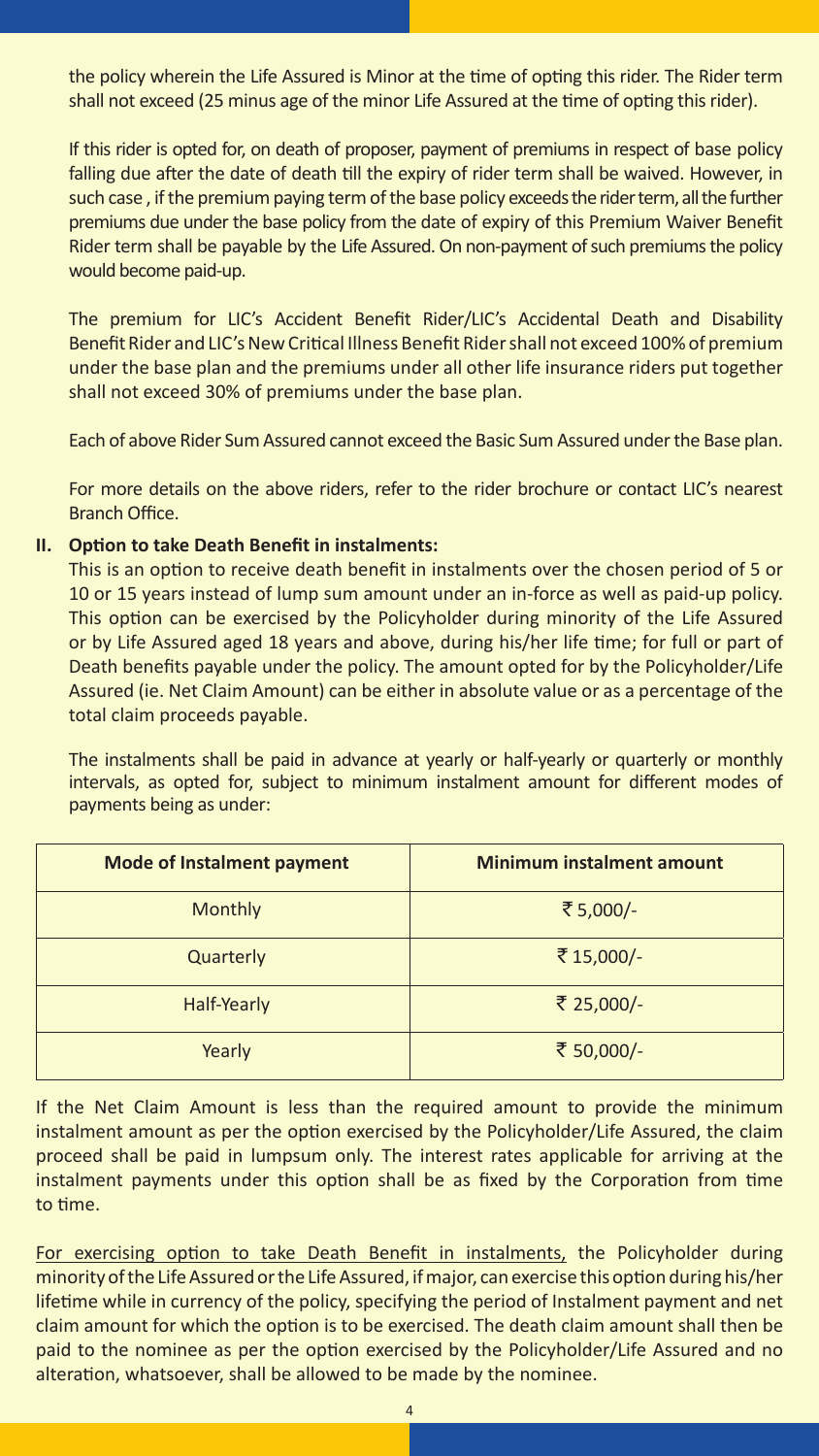the policy wherein the Life Assured is Minor at the time of opting this rider. The Rider term shall not exceed (25 minus age of the minor Life Assured at the time of opting this rider).

If this rider is opted for, on death of proposer, payment of premiums in respect of base policy falling due after the date of death till the expiry of rider term shall be waived. However, in such case , if the premium paying term of the base policy exceeds the rider term, all the further premiums due under the base policy from the date of expiry of this Premium Waiver Benefit Rider term shall be payable by the Life Assured. On non-payment of such premiums the policy would become paid-up.

The premium for LIC's Accident Benefit Rider/LIC's Accidental Death and Disability Benefit Rider and LIC's New Critical Illness Benefit Rider shall not exceed 100% of premium under the base plan and the premiums under all other life insurance riders put together shall not exceed 30% of premiums under the base plan.

Each of above Rider Sum Assured cannot exceed the Basic Sum Assured under the Base plan.

For more details on the above riders, refer to the rider brochure or contact LIC's nearest Branch Office.

**II. Option to take Death Benefit in instalments:**

This is an option to receive death benefit in instalments over the chosen period of 5 or 10 or 15 years instead of lump sum amount under an in-force as well as paid-up policy. This option can be exercised by the Policyholder during minority of the Life Assured or by Life Assured aged 18 years and above, during his/her life time; for full or part of Death benefits payable under the policy. The amount opted for by the Policyholder/Life Assured (ie. Net Claim Amount) can be either in absolute value or as a percentage of the total claim proceeds payable.

The instalments shall be paid in advance at yearly or half-yearly or quarterly or monthly intervals, as opted for, subject to minimum instalment amount for different modes of payments being as under:

| Mode of Instalment payment | Minimum instalment amount |
|---|---|
| Monthly | ₹ 5,000/- |
| Quarterly | ₹ 15,000/- |
| Half-Yearly | ₹ 25,000/- |
| Yearly | ₹ 50,000/- |

If the Net Claim Amount is less than the required amount to provide the minimum instalment amount as per the option exercised by the Policyholder/Life Assured, the claim proceed shall be paid in lumpsum only. The interest rates applicable for arriving at the instalment payments under this option shall be as fixed by the Corporation from time to time.

<u>For exercising option to take Death Benefit in instalments,</u> the Policyholder during minority of the Life Assured or the Life Assured, if major, can exercise this option during his/her lifetime while in currency of the policy, specifying the period of Instalment payment and net claim amount for which the option is to be exercised. The death claim amount shall then be paid to the nominee as per the option exercised by the Policyholder/Life Assured and no alteration, whatsoever, shall be allowed to be made by the nominee.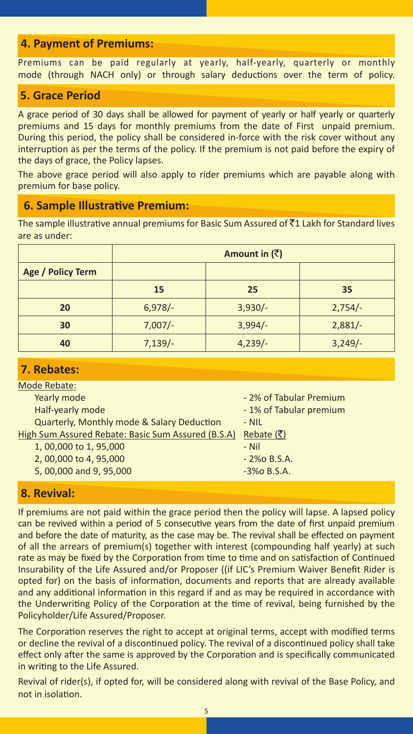## 4. Payment of Premiums:

Premiums can be paid regularly at yearly, half-yearly, quarterly or monthly mode (through NACH only) or through salary deductions over the term of policy.

## 5. Grace Period

A grace period of 30 days shall be allowed for payment of yearly or half yearly or quarterly premiums and 15 days for monthly premiums from the date of First unpaid premium. During this period, the policy shall be considered in-force with the risk cover without any interruption as per the terms of the policy. If the premium is not paid before the expiry of the days of grace, the Policy lapses.

The above grace period will also apply to rider premiums which are payable along with premium for base policy.

## 6. Sample Illustrative Premium:

The sample illustrative annual premiums for Basic Sum Assured of ₹1 Lakh for Standard lives are as under:

| | Amount in (₹) | | |
|---|---|---|---|
| **Age / Policy Term** | | | |
| | **15** | **25** | **35** |
| **20** | 6,978/- | 3,930/- | 2,754/- |
| **30** | 7,007/- | 3,994/- | 2,881/- |
| **40** | 7,139/- | 4,239/- | 3,249/- |

## 7. Rebates:

Mode Rebate:

| | |
|---|---|
| Yearly mode | - 2% of Tabular Premium |
| Half-yearly mode | - 1% of Tabular premium |
| Quarterly, Monthly mode & Salary Deduction | - NIL |

| High Sum Assured Rebate: Basic Sum Assured (B.S.A) | Rebate (₹) |
|---|---|
| 1, 00,000 to 1, 95,000 | - Nil |
| 2, 00,000 to 4, 95,000 | - 2‰ B.S.A. |
| 5, 00,000 and 9, 95,000 | -3‰ B.S.A. |

## 8. Revival:

If premiums are not paid within the grace period then the policy will lapse. A lapsed policy can be revived within a period of 5 consecutive years from the date of first unpaid premium and before the date of maturity, as the case may be. The revival shall be effected on payment of all the arrears of premium(s) together with interest (compounding half yearly) at such rate as may be fixed by the Corporation from time to time and on satisfaction of Continued Insurability of the Life Assured and/or Proposer ((if LIC's Premium Waiver Benefit Rider is opted for) on the basis of information, documents and reports that are already available and any additional information in this regard if and as may be required in accordance with the Underwriting Policy of the Corporation at the time of revival, being furnished by the Policyholder/Life Assured/Proposer.

The Corporation reserves the right to accept at original terms, accept with modified terms or decline the revival of a discontinued policy. The revival of a discontinued policy shall take effect only after the same is approved by the Corporation and is specifically communicated in writing to the Life Assured.

Revival of rider(s), if opted for, will be considered along with revival of the Base Policy, and not in isolation.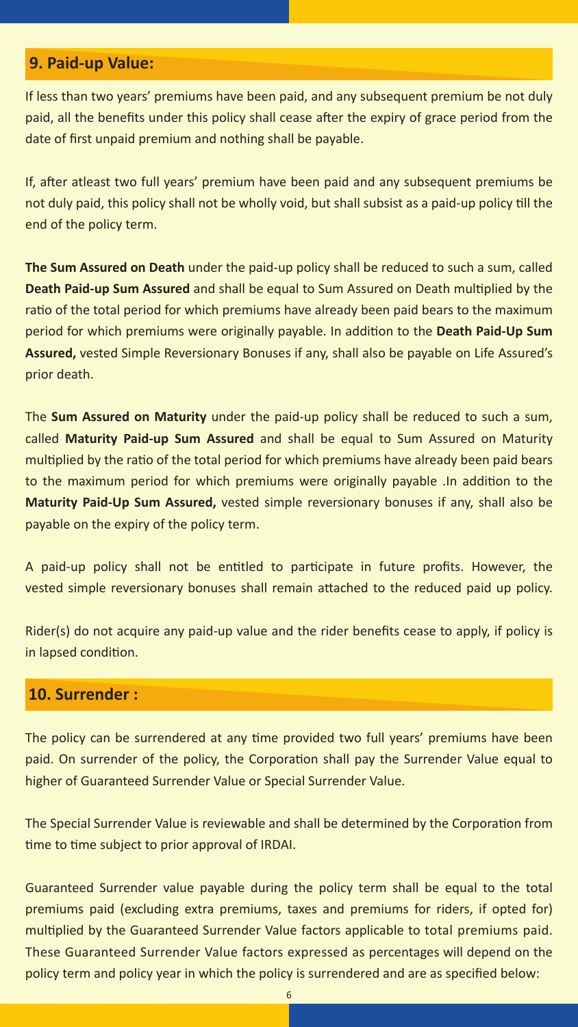## 9. Paid-up Value:

If less than two years' premiums have been paid, and any subsequent premium be not duly paid, all the benefits under this policy shall cease after the expiry of grace period from the date of first unpaid premium and nothing shall be payable.

If, after atleast two full years' premium have been paid and any subsequent premiums be not duly paid, this policy shall not be wholly void, but shall subsist as a paid-up policy till the end of the policy term.

**The Sum Assured on Death** under the paid-up policy shall be reduced to such a sum, called **Death Paid-up Sum Assured** and shall be equal to Sum Assured on Death multiplied by the ratio of the total period for which premiums have already been paid bears to the maximum period for which premiums were originally payable. In addition to the **Death Paid-Up Sum Assured,** vested Simple Reversionary Bonuses if any, shall also be payable on Life Assured's prior death.

The **Sum Assured on Maturity** under the paid-up policy shall be reduced to such a sum, called **Maturity Paid-up Sum Assured** and shall be equal to Sum Assured on Maturity multiplied by the ratio of the total period for which premiums have already been paid bears to the maximum period for which premiums were originally payable .In addition to the **Maturity Paid-Up Sum Assured,** vested simple reversionary bonuses if any, shall also be payable on the expiry of the policy term.

A paid-up policy shall not be entitled to participate in future profits. However, the vested simple reversionary bonuses shall remain attached to the reduced paid up policy.

Rider(s) do not acquire any paid-up value and the rider benefits cease to apply, if policy is in lapsed condition.

## 10. Surrender :

The policy can be surrendered at any time provided two full years' premiums have been paid. On surrender of the policy, the Corporation shall pay the Surrender Value equal to higher of Guaranteed Surrender Value or Special Surrender Value.

The Special Surrender Value is reviewable and shall be determined by the Corporation from time to time subject to prior approval of IRDAI.

Guaranteed Surrender value payable during the policy term shall be equal to the total premiums paid (excluding extra premiums, taxes and premiums for riders, if opted for) multiplied by the Guaranteed Surrender Value factors applicable to total premiums paid. These Guaranteed Surrender Value factors expressed as percentages will depend on the policy term and policy year in which the policy is surrendered and are as specified below: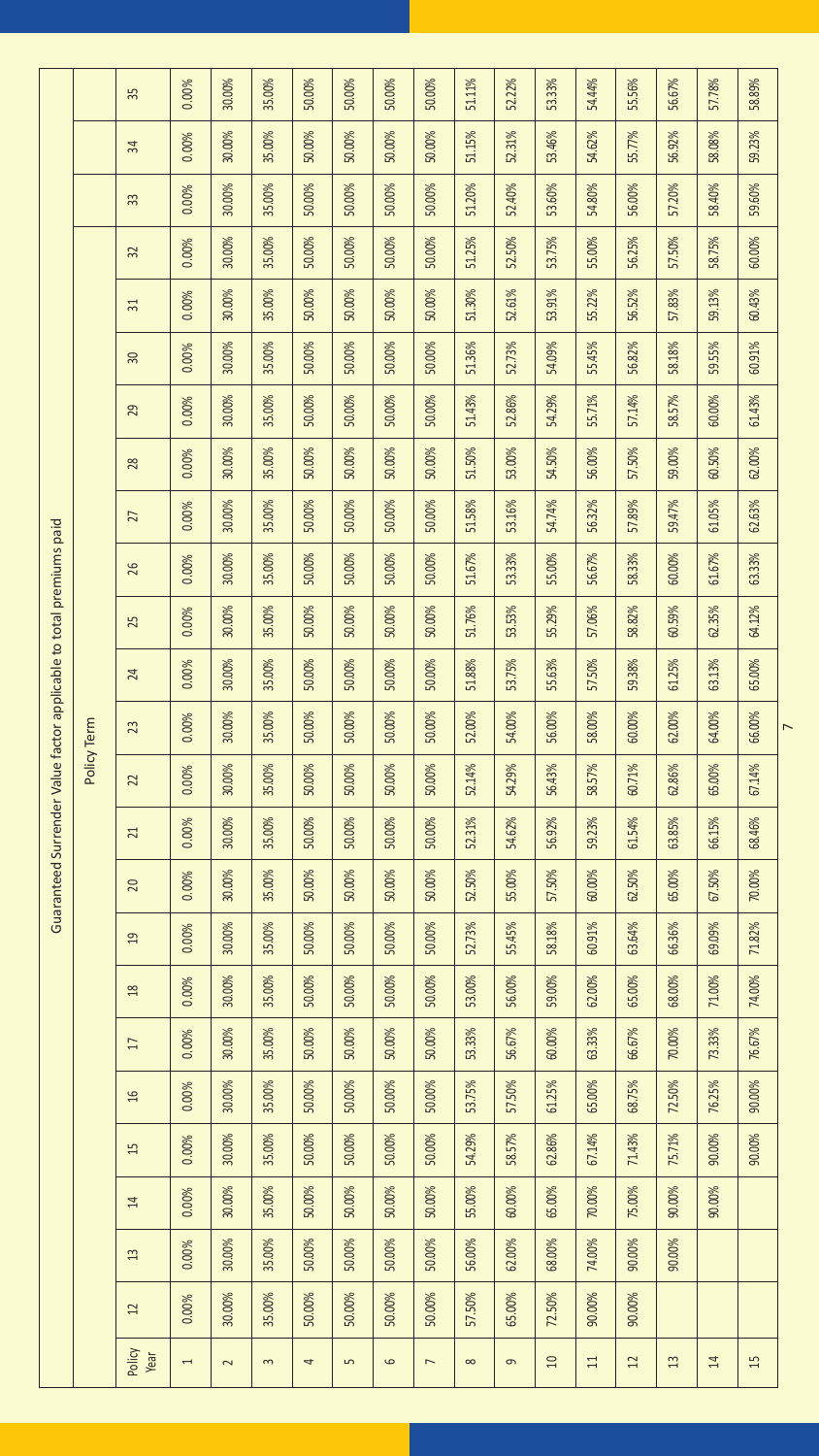## Guaranteed Surrender Value factor applicable to total premiums paid

| Policy Year | Policy Term | | | | | | | | | | | | | | | | | | | | | | | |
|---|---|---|---|---|---|---|---|---|---|---|---|---|---|---|---|---|---|---|---|---|---|---|---|---|
| | 12 | 13 | 14 | 15 | 16 | 17 | 18 | 19 | 20 | 21 | 22 | 23 | 24 | 25 | 26 | 27 | 28 | 29 | 30 | 31 | 32 | 33 | 34 | 35 |
| 1 | 0.00% | 0.00% | 0.00% | 0.00% | 0.00% | 0.00% | 0.00% | 0.00% | 0.00% | 0.00% | 0.00% | 0.00% | 0.00% | 0.00% | 0.00% | 0.00% | 0.00% | 0.00% | 0.00% | 0.00% | 0.00% | 0.00% | 0.00% | 0.00% |
| 2 | 30.00% | 30.00% | 30.00% | 30.00% | 30.00% | 30.00% | 30.00% | 30.00% | 30.00% | 30.00% | 30.00% | 30.00% | 30.00% | 30.00% | 30.00% | 30.00% | 30.00% | 30.00% | 30.00% | 30.00% | 30.00% | 30.00% | 30.00% | 30.00% |
| 3 | 35.00% | 35.00% | 35.00% | 35.00% | 35.00% | 35.00% | 35.00% | 35.00% | 35.00% | 35.00% | 35.00% | 35.00% | 35.00% | 35.00% | 35.00% | 35.00% | 35.00% | 35.00% | 35.00% | 35.00% | 35.00% | 35.00% | 35.00% | 35.00% |
| 4 | 50.00% | 50.00% | 50.00% | 50.00% | 50.00% | 50.00% | 50.00% | 50.00% | 50.00% | 50.00% | 50.00% | 50.00% | 50.00% | 50.00% | 50.00% | 50.00% | 50.00% | 50.00% | 50.00% | 50.00% | 50.00% | 50.00% | 50.00% | 50.00% |
| 5 | 50.00% | 50.00% | 50.00% | 50.00% | 50.00% | 50.00% | 50.00% | 50.00% | 50.00% | 50.00% | 50.00% | 50.00% | 50.00% | 50.00% | 50.00% | 50.00% | 50.00% | 50.00% | 50.00% | 50.00% | 50.00% | 50.00% | 50.00% | 50.00% |
| 6 | 50.00% | 50.00% | 50.00% | 50.00% | 50.00% | 50.00% | 50.00% | 50.00% | 50.00% | 50.00% | 50.00% | 50.00% | 50.00% | 50.00% | 50.00% | 50.00% | 50.00% | 50.00% | 50.00% | 50.00% | 50.00% | 50.00% | 50.00% | 50.00% |
| 7 | 50.00% | 50.00% | 50.00% | 50.00% | 50.00% | 50.00% | 50.00% | 50.00% | 50.00% | 50.00% | 50.00% | 50.00% | 50.00% | 50.00% | 50.00% | 50.00% | 50.00% | 50.00% | 50.00% | 50.00% | 50.00% | 50.00% | 50.00% | 50.00% |
| 8 | 57.50% | 56.00% | 55.00% | 54.29% | 53.75% | 53.33% | 53.00% | 52.73% | 52.50% | 52.31% | 52.14% | 52.00% | 51.88% | 51.76% | 51.67% | 51.58% | 51.50% | 51.43% | 51.36% | 51.30% | 51.25% | 51.20% | 51.15% | 51.11% |
| 9 | 65.00% | 62.00% | 60.00% | 58.57% | 57.50% | 56.67% | 56.00% | 55.45% | 55.00% | 54.62% | 54.29% | 54.00% | 53.75% | 53.53% | 53.33% | 53.16% | 53.00% | 52.86% | 52.73% | 52.61% | 52.50% | 52.40% | 52.31% | 52.22% |
| 10 | 72.50% | 68.00% | 65.00% | 62.86% | 61.25% | 60.00% | 59.00% | 58.18% | 57.50% | 56.92% | 56.43% | 56.00% | 55.63% | 55.29% | 55.00% | 54.74% | 54.50% | 54.29% | 54.09% | 53.91% | 53.75% | 53.60% | 53.46% | 53.33% |
| 11 | 90.00% | 74.00% | 70.00% | 67.14% | 65.00% | 63.33% | 62.00% | 60.91% | 60.00% | 59.23% | 58.57% | 58.00% | 57.50% | 57.06% | 56.67% | 56.32% | 56.00% | 55.71% | 55.45% | 55.22% | 55.00% | 54.80% | 54.62% | 54.44% |
| 12 | 90.00% | 90.00% | 75.00% | 71.43% | 68.75% | 66.67% | 65.00% | 63.64% | 62.50% | 61.54% | 60.71% | 60.00% | 59.38% | 58.82% | 58.33% | 57.89% | 57.50% | 57.14% | 56.82% | 56.52% | 56.25% | 56.00% | 55.77% | 55.56% |
| 13 | | 90.00% | 90.00% | 75.71% | 72.50% | 70.00% | 68.00% | 66.36% | 65.00% | 63.85% | 62.86% | 62.00% | 61.25% | 60.59% | 60.00% | 59.47% | 59.00% | 58.57% | 58.18% | 57.83% | 57.50% | 57.20% | 56.92% | 56.67% |
| 14 | | | 90.00% | 90.00% | 76.25% | 73.33% | 71.00% | 69.09% | 67.50% | 66.15% | 65.00% | 64.00% | 63.13% | 62.35% | 61.67% | 61.05% | 60.50% | 60.00% | 59.55% | 59.13% | 58.75% | 58.40% | 58.08% | 57.78% |
| 15 | | | | 90.00% | 90.00% | 76.67% | 74.00% | 71.82% | 70.00% | 68.46% | 67.14% | 66.00% | 65.00% | 64.12% | 63.33% | 62.63% | 62.00% | 61.43% | 60.91% | 60.43% | 60.00% | 59.60% | 59.23% | 58.89% |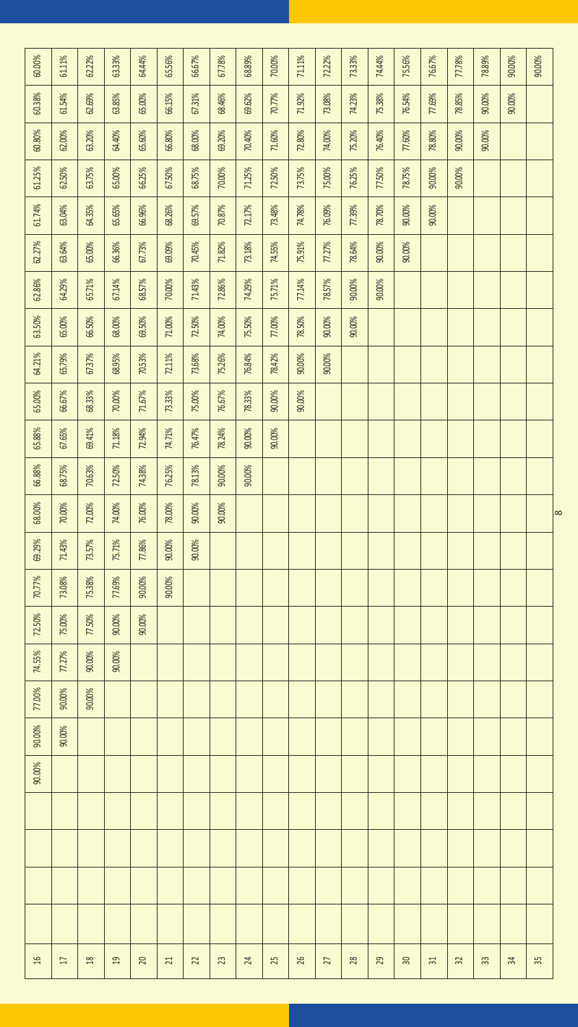| | | | | | | | | | | | | | | | | | | | | | | | | |
|---|---|---|---|---|---|---|---|---|---|---|---|---|---|---|---|---|---|---|---|---|---|---|---|---|
| 16 | | | | | 90.00% | 90.00% | 77.00% | 74.55% | 72.50% | 70.77% | 69.29% | 68.00% | 66.88% | 65.88% | 65.00% | 64.21% | 63.50% | 62.86% | 62.27% | 61.74% | 61.25% | 60.80% | 60.38% | 60.00% |
| 17 | | | | | | 90.00% | 90.00% | 77.27% | 75.00% | 73.08% | 71.43% | 70.00% | 68.75% | 67.65% | 66.67% | 65.79% | 65.00% | 64.29% | 63.64% | 63.04% | 62.50% | 62.00% | 61.54% | 61.11% |
| 18 | | | | | | | 90.00% | 90.00% | 77.50% | 75.38% | 73.57% | 72.00% | 70.63% | 69.41% | 68.33% | 67.37% | 66.50% | 65.71% | 65.00% | 64.35% | 63.75% | 63.20% | 62.69% | 62.22% |
| 19 | | | | | | | | 90.00% | 90.00% | 77.69% | 75.71% | 74.00% | 72.50% | 71.18% | 70.00% | 68.95% | 68.00% | 67.14% | 66.36% | 65.65% | 65.00% | 64.40% | 63.85% | 63.33% |
| 20 | | | | | | | | | 90.00% | 90.00% | 77.86% | 76.00% | 74.38% | 72.94% | 71.67% | 70.53% | 69.50% | 68.57% | 67.73% | 66.96% | 66.25% | 65.60% | 65.00% | 64.44% |
| 21 | | | | | | | | | | 90.00% | 90.00% | 78.00% | 76.25% | 74.71% | 73.33% | 72.11% | 71.00% | 70.00% | 69.09% | 68.26% | 67.50% | 66.80% | 66.15% | 65.56% |
| 22 | | | | | | | | | | | 90.00% | 90.00% | 78.13% | 76.47% | 75.00% | 73.68% | 72.50% | 71.43% | 70.45% | 69.57% | 68.75% | 68.00% | 67.31% | 66.67% |
| 23 | | | | | | | | | | | | 90.00% | 90.00% | 78.24% | 76.67% | 75.26% | 74.00% | 72.86% | 71.82% | 70.87% | 70.00% | 69.20% | 68.46% | 67.78% |
| 24 | | | | | | | | | | | | | 90.00% | 90.00% | 78.33% | 76.84% | 75.50% | 74.29% | 73.18% | 72.17% | 71.25% | 70.40% | 69.62% | 68.89% |
| 25 | | | | | | | | | | | | | | 90.00% | 90.00% | 78.42% | 77.00% | 75.71% | 74.55% | 73.48% | 72.50% | 71.60% | 70.77% | 70.00% |
| 26 | | | | | | | | | | | | | | | 90.00% | 90.00% | 78.50% | 77.14% | 75.91% | 74.78% | 73.75% | 72.80% | 71.92% | 71.11% |
| 27 | | | | | | | | | | | | | | | | 90.00% | 90.00% | 78.57% | 77.27% | 76.09% | 75.00% | 74.00% | 73.08% | 72.22% |
| 28 | | | | | | | | | | | | | | | | | 90.00% | 90.00% | 78.64% | 77.39% | 76.25% | 75.20% | 74.23% | 73.33% |
| 29 | | | | | | | | | | | | | | | | | | 90.00% | 90.00% | 78.70% | 77.50% | 76.40% | 75.38% | 74.44% |
| 30 | | | | | | | | | | | | | | | | | | | 90.00% | 90.00% | 78.75% | 77.60% | 76.54% | 75.56% |
| 31 | | | | | | | | | | | | | | | | | | | | 90.00% | 90.00% | 78.80% | 77.69% | 76.67% |
| 32 | | | | | | | | | | | | | | | | | | | | | 90.00% | 90.00% | 78.85% | 77.78% |
| 33 | | | | | | | | | | | | | | | | | | | | | | 90.00% | 90.00% | 78.89% |
| 34 | | | | | | | | | | | | | | | | | | | | | | | 90.00% | 90.00% |
| 35 | | | | | | | | | | | | | | | | | | | | | | | | 90.00% |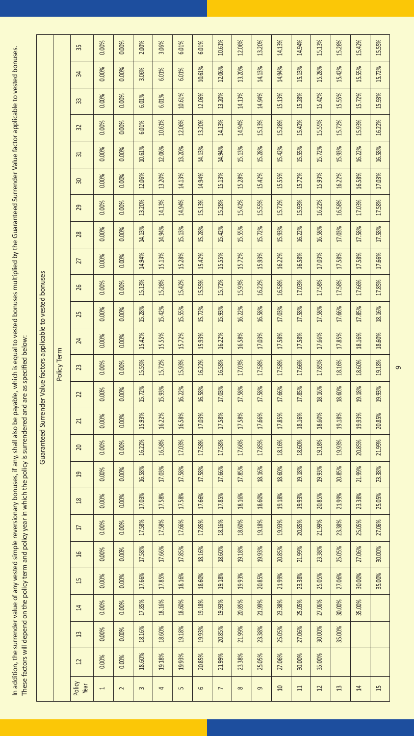In addition, the surrender value of any vested simple reversionary bonuses, if any, shall also be payable, which is equal to vested bonuses multiplied by the Guaranteed Surrender Value factor applicable to vested bonuses. These factors will depend on the policy term and policy year in which the policy is surrendered and are as specified below:

| Guaranteed Surrender Value factors applicable to vested bonuses | | | | | | | | | | | | | | | | | | | | | | | | |
|---|---|---|---|---|---|---|---|---|---|---|---|---|---|---|---|---|---|---|---|---|---|---|---|---|
| | Policy Term | | | | | | | | | | | | | | | | | | | | | | | |
| Policy Year | 12 | 13 | 14 | 15 | 16 | 17 | 18 | 19 | 20 | 21 | 22 | 23 | 24 | 25 | 26 | 27 | 28 | 29 | 30 | 31 | 32 | 33 | 34 | 35 |
| 1 | 0.00% | 0.00% | 0.00% | 0.00% | 0.00% | 0.00% | 0.00% | 0.00% | 0.00% | 0.00% | 0.00% | 0.00% | 0.00% | 0.00% | 0.00% | 0.00% | 0.00% | 0.00% | 0.00% | 0.00% | 0.00% | 0.00% | 0.00% | 0.00% |
| 2 | 0.00% | 0.00% | 0.00% | 0.00% | 0.00% | 0.00% | 0.00% | 0.00% | 0.00% | 0.00% | 0.00% | 0.00% | 0.00% | 0.00% | 0.00% | 0.00% | 0.00% | 0.00% | 0.00% | 0.00% | 0.00% | 0.00% | 0.00% | 0.00% |
| 3 | 18.60% | 18.16% | 17.85% | 17.66% | 17.58% | 17.58% | 17.03% | 16.58% | 16.22% | 15.93% | 15.72% | 15.55% | 15.42% | 15.28% | 15.13% | 14.94% | 14.13% | 13.20% | 12.06% | 10.61% | 6.01% | 6.01% | 3.06% | 2.00% |
| 4 | 19.18% | 18.60% | 18.16% | 17.85% | 17.66% | 17.58% | 17.58% | 17.03% | 16.58% | 16.22% | 15.93% | 15.72% | 15.55% | 15.42% | 15.28% | 15.13% | 14.94% | 14.13% | 13.20% | 12.06% | 10.61% | 6.01% | 6.01% | 3.06% |
| 5 | 19.93% | 19.18% | 18.60% | 18.16% | 17.85% | 17.66% | 17.58% | 17.58% | 17.03% | 16.58% | 16.22% | 15.93% | 15.72% | 15.55% | 15.42% | 15.28% | 15.13% | 14.94% | 14.13% | 13.20% | 12.06% | 10.61% | 6.01% | 6.01% |
| 6 | 20.85% | 19.93% | 19.18% | 18.60% | 18.16% | 17.85% | 17.66% | 17.58% | 17.58% | 17.03% | 16.58% | 16.22% | 15.93% | 15.72% | 15.55% | 15.42% | 15.28% | 15.13% | 14.94% | 14.13% | 13.20% | 12.06% | 10.61% | 6.01% |
| 7 | 21.99% | 20.85% | 19.93% | 19.18% | 18.60% | 18.16% | 17.85% | 17.66% | 17.58% | 17.58% | 17.03% | 16.58% | 16.22% | 15.93% | 15.72% | 15.55% | 15.42% | 15.28% | 15.13% | 14.94% | 14.13% | 13.20% | 12.06% | 10.61% |
| 8 | 23.38% | 21.99% | 20.85% | 19.93% | 19.18% | 18.60% | 18.16% | 17.85% | 17.66% | 17.58% | 17.58% | 17.03% | 16.58% | 16.22% | 15.93% | 15.72% | 15.55% | 15.42% | 15.28% | 15.13% | 14.94% | 14.13% | 13.20% | 12.06% |
| 9 | 25.05% | 23.38% | 21.99% | 20.85% | 19.93% | 19.18% | 18.60% | 18.16% | 17.85% | 17.66% | 17.58% | 17.58% | 17.03% | 16.58% | 16.22% | 15.93% | 15.72% | 15.55% | 15.42% | 15.28% | 15.13% | 14.94% | 14.13% | 13.20% |
| 10 | 27.06% | 25.05% | 23.38% | 21.99% | 20.85% | 19.93% | 19.18% | 18.60% | 18.16% | 17.85% | 17.66% | 17.58% | 17.58% | 17.03% | 16.58% | 16.22% | 15.93% | 15.72% | 15.55% | 15.42% | 15.28% | 15.13% | 14.94% | 14.13% |
| 11 | 30.00% | 27.06% | 25.05% | 23.38% | 21.99% | 20.85% | 19.93% | 19.18% | 18.60% | 18.16% | 17.85% | 17.66% | 17.58% | 17.58% | 17.03% | 16.58% | 16.22% | 15.93% | 15.72% | 15.55% | 15.42% | 15.28% | 15.13% | 14.94% |
| 12 | 35.00% | 30.00% | 27.06% | 25.05% | 23.38% | 21.99% | 20.85% | 19.93% | 19.18% | 18.60% | 18.16% | 17.85% | 17.66% | 17.58% | 17.58% | 17.03% | 16.58% | 16.22% | 15.93% | 15.72% | 15.55% | 15.42% | 15.28% | 15.13% |
| 13 | | 35.00% | 30.00% | 27.06% | 25.05% | 23.38% | 21.99% | 20.85% | 19.93% | 19.18% | 18.60% | 18.16% | 17.85% | 17.66% | 17.58% | 17.58% | 17.03% | 16.58% | 16.22% | 15.93% | 15.72% | 15.55% | 15.42% | 15.28% |
| 14 | | | 35.00% | 30.00% | 27.06% | 25.05% | 23.38% | 21.99% | 20.85% | 19.93% | 19.18% | 18.60% | 18.16% | 17.85% | 17.66% | 17.58% | 17.58% | 17.03% | 16.58% | 16.22% | 15.93% | 15.72% | 15.55% | 15.42% |
| 15 | | | | 35.00% | 30.00% | 27.06% | 25.05% | 23.38% | 21.99% | 20.85% | 19.93% | 19.18% | 18.60% | 18.16% | 17.85% | 17.66% | 17.58% | 17.58% | 17.03% | 16.58% | 16.22% | 15.93% | 15.72% | 15.55% |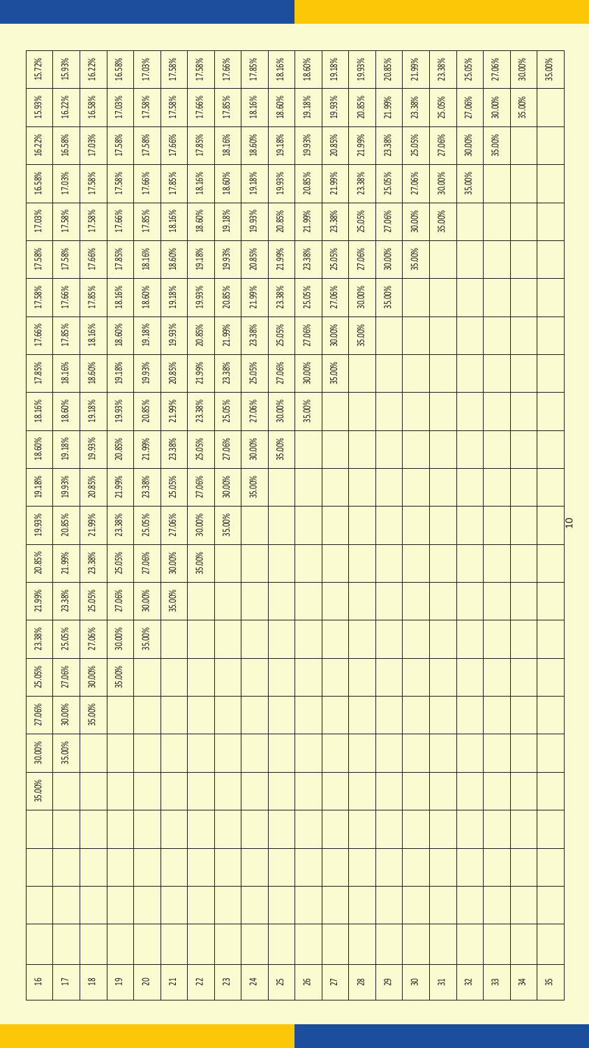| | | | | | | | | | | | | | | | | | | | | | | | | |
|---|---|---|---|---|---|---|---|---|---|---|---|---|---|---|---|---|---|---|---|---|---|---|---|---|
| 16 | | | | | 35.00% | 30.00% | 27.06% | 25.05% | 23.38% | 21.99% | 20.85% | 19.93% | 19.18% | 18.60% | 18.16% | 17.85% | 17.66% | 17.58% | 17.58% | 17.03% | 16.58% | 16.22% | 15.93% | 15.72% |
| 17 | | | | | | 35.00% | 30.00% | 27.06% | 25.05% | 23.38% | 21.99% | 20.85% | 19.93% | 19.18% | 18.60% | 18.16% | 17.85% | 17.66% | 17.58% | 17.58% | 17.03% | 16.58% | 16.22% | 15.93% |
| 18 | | | | | | | 35.00% | 30.00% | 27.06% | 25.05% | 23.38% | 21.99% | 20.85% | 19.93% | 19.18% | 18.60% | 18.16% | 17.85% | 17.66% | 17.58% | 17.58% | 17.03% | 16.58% | 16.22% |
| 19 | | | | | | | | 35.00% | 30.00% | 27.06% | 25.05% | 23.38% | 21.99% | 20.85% | 19.93% | 19.18% | 18.60% | 18.16% | 17.85% | 17.66% | 17.58% | 17.58% | 17.03% | 16.58% |
| 20 | | | | | | | | | 35.00% | 30.00% | 27.06% | 25.05% | 23.38% | 21.99% | 20.85% | 19.93% | 19.18% | 18.60% | 18.16% | 17.85% | 17.66% | 17.58% | 17.58% | 17.03% |
| 21 | | | | | | | | | | 35.00% | 30.00% | 27.06% | 25.05% | 23.38% | 21.99% | 20.85% | 19.93% | 19.18% | 18.60% | 18.16% | 17.85% | 17.66% | 17.58% | 17.58% |
| 22 | | | | | | | | | | | 35.00% | 30.00% | 27.06% | 25.05% | 23.38% | 21.99% | 20.85% | 19.93% | 19.18% | 18.60% | 18.16% | 17.85% | 17.66% | 17.58% |
| 23 | | | | | | | | | | | | 35.00% | 30.00% | 27.06% | 25.05% | 23.38% | 21.99% | 20.85% | 19.93% | 19.18% | 18.60% | 18.16% | 17.85% | 17.66% |
| 24 | | | | | | | | | | | | | 35.00% | 30.00% | 27.06% | 25.05% | 23.38% | 21.99% | 20.85% | 19.93% | 19.18% | 18.60% | 18.16% | 17.85% |
| 25 | | | | | | | | | | | | | | 35.00% | 30.00% | 27.06% | 25.05% | 23.38% | 21.99% | 20.85% | 19.93% | 19.18% | 18.60% | 18.16% |
| 26 | | | | | | | | | | | | | | | 35.00% | 30.00% | 27.06% | 25.05% | 23.38% | 21.99% | 20.85% | 19.93% | 19.18% | 18.60% |
| 27 | | | | | | | | | | | | | | | | 35.00% | 30.00% | 27.06% | 25.05% | 23.38% | 21.99% | 20.85% | 19.93% | 19.18% |
| 28 | | | | | | | | | | | | | | | | | 35.00% | 30.00% | 27.06% | 25.05% | 23.38% | 21.99% | 20.85% | 19.93% |
| 29 | | | | | | | | | | | | | | | | | | 35.00% | 30.00% | 27.06% | 25.05% | 23.38% | 21.99% | 20.85% |
| 30 | | | | | | | | | | | | | | | | | | | 35.00% | 30.00% | 27.06% | 25.05% | 23.38% | 21.99% |
| 31 | | | | | | | | | | | | | | | | | | | | 35.00% | 30.00% | 27.06% | 25.05% | 23.38% |
| 32 | | | | | | | | | | | | | | | | | | | | | 35.00% | 30.00% | 27.06% | 25.05% |
| 33 | | | | | | | | | | | | | | | | | | | | | | 35.00% | 30.00% | 27.06% |
| 34 | | | | | | | | | | | | | | | | | | | | | | | 35.00% | 30.00% |
| 35 | | | | | | | | | | | | | | | | | | | | | | | | 35.00% |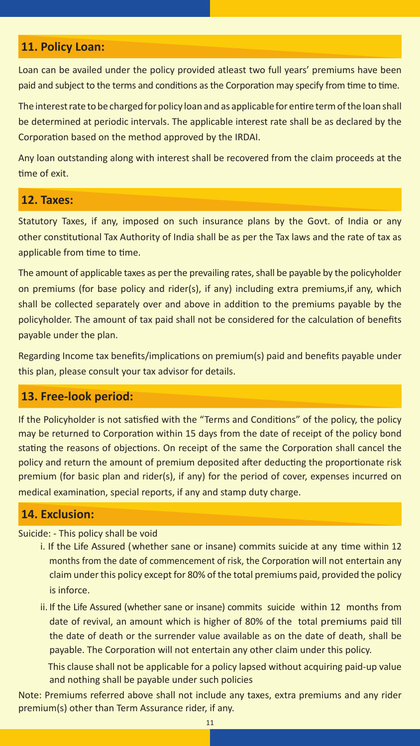## 11. Policy Loan:

Loan can be availed under the policy provided atleast two full years' premiums have been paid and subject to the terms and conditions as the Corporation may specify from time to time.

The interest rate to be charged for policy loan and as applicable for entire term of the loan shall be determined at periodic intervals. The applicable interest rate shall be as declared by the Corporation based on the method approved by the IRDAI.

Any loan outstanding along with interest shall be recovered from the claim proceeds at the time of exit.

## 12. Taxes:

Statutory Taxes, if any, imposed on such insurance plans by the Govt. of India or any other constitutional Tax Authority of India shall be as per the Tax laws and the rate of tax as applicable from time to time.

The amount of applicable taxes as per the prevailing rates, shall be payable by the policyholder on premiums (for base policy and rider(s), if any) including extra premiums,if any, which shall be collected separately over and above in addition to the premiums payable by the policyholder. The amount of tax paid shall not be considered for the calculation of benefits payable under the plan.

Regarding Income tax benefits/implications on premium(s) paid and benefits payable under this plan, please consult your tax advisor for details.

## 13. Free-look period:

If the Policyholder is not satisfied with the "Terms and Conditions" of the policy, the policy may be returned to Corporation within 15 days from the date of receipt of the policy bond stating the reasons of objections. On receipt of the same the Corporation shall cancel the policy and return the amount of premium deposited after deducting the proportionate risk premium (for basic plan and rider(s), if any) for the period of cover, expenses incurred on medical examination, special reports, if any and stamp duty charge.

## 14. Exclusion:

Suicide: - This policy shall be void

i. If the Life Assured (whether sane or insane) commits suicide at any time within 12 months from the date of commencement of risk, the Corporation will not entertain any claim under this policy except for 80% of the total premiums paid, provided the policy is inforce.

ii. If the Life Assured (whether sane or insane) commits suicide within 12 months from date of revival, an amount which is higher of 80% of the total premiums paid till the date of death or the surrender value available as on the date of death, shall be payable. The Corporation will not entertain any other claim under this policy.

This clause shall not be applicable for a policy lapsed without acquiring paid-up value and nothing shall be payable under such policies

Note: Premiums referred above shall not include any taxes, extra premiums and any rider premium(s) other than Term Assurance rider, if any.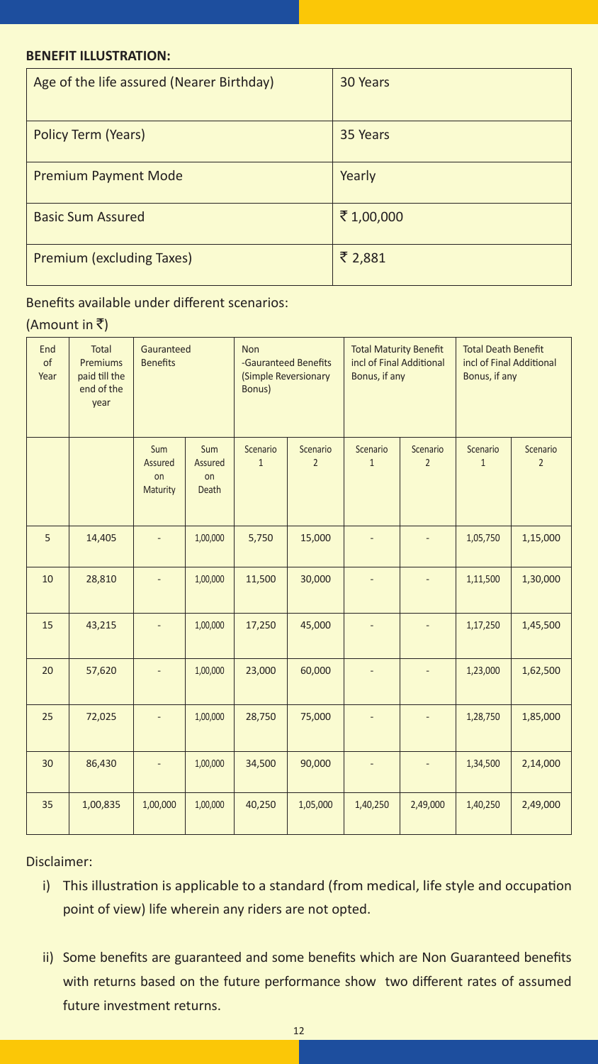**BENEFIT ILLUSTRATION:**

| Age of the life assured (Nearer Birthday) | 30 Years |
|---|---|
| Policy Term (Years) | 35 Years |
| Premium Payment Mode | Yearly |
| Basic Sum Assured | ₹ 1,00,000 |
| Premium (excluding Taxes) | ₹ 2,881 |

Benefits available under different scenarios:

(Amount in ₹)

| End of Year | Total Premiums paid till the end of the year | Gauranteed Benefits | | Non -Gauranteed Benefits (Simple Reversionary Bonus) | | Total Maturity Benefit incl of Final Additional Bonus, if any | | Total Death Benefit incl of Final Additional Bonus, if any | |
|---|---|---|---|---|---|---|---|---|---|
| | | Sum Assured on Maturity | Sum Assured on Death | Scenario 1 | Scenario 2 | Scenario 1 | Scenario 2 | Scenario 1 | Scenario 2 |
| 5 | 14,405 | - | 1,00,000 | 5,750 | 15,000 | - | - | 1,05,750 | 1,15,000 |
| 10 | 28,810 | - | 1,00,000 | 11,500 | 30,000 | - | - | 1,11,500 | 1,30,000 |
| 15 | 43,215 | - | 1,00,000 | 17,250 | 45,000 | - | - | 1,17,250 | 1,45,500 |
| 20 | 57,620 | - | 1,00,000 | 23,000 | 60,000 | - | - | 1,23,000 | 1,62,500 |
| 25 | 72,025 | - | 1,00,000 | 28,750 | 75,000 | - | - | 1,28,750 | 1,85,000 |
| 30 | 86,430 | - | 1,00,000 | 34,500 | 90,000 | - | - | 1,34,500 | 2,14,000 |
| 35 | 1,00,835 | 1,00,000 | 1,00,000 | 40,250 | 1,05,000 | 1,40,250 | 2,49,000 | 1,40,250 | 2,49,000 |

Disclaimer:

i) This illustration is applicable to a standard (from medical, life style and occupation point of view) life wherein any riders are not opted.

ii) Some benefits are guaranteed and some benefits which are Non Guaranteed benefits with returns based on the future performance show two different rates of assumed future investment returns.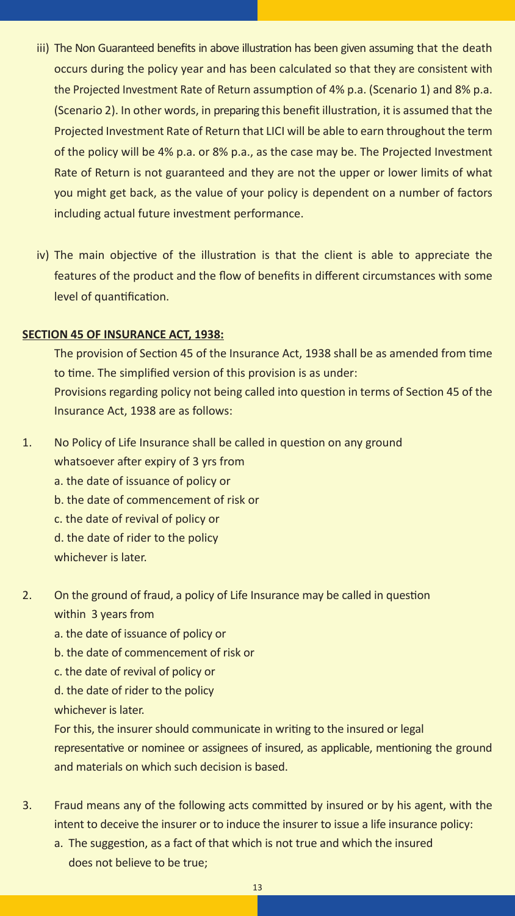iii) The Non Guaranteed benefits in above illustration has been given assuming that the death occurs during the policy year and has been calculated so that they are consistent with the Projected Investment Rate of Return assumption of 4% p.a. (Scenario 1) and 8% p.a. (Scenario 2). In other words, in preparing this benefit illustration, it is assumed that the Projected Investment Rate of Return that LICI will be able to earn throughout the term of the policy will be 4% p.a. or 8% p.a., as the case may be. The Projected Investment Rate of Return is not guaranteed and they are not the upper or lower limits of what you might get back, as the value of your policy is dependent on a number of factors including actual future investment performance.

iv) The main objective of the illustration is that the client is able to appreciate the features of the product and the flow of benefits in different circumstances with some level of quantification.

**SECTION 45 OF INSURANCE ACT, 1938:**

The provision of Section 45 of the Insurance Act, 1938 shall be as amended from time to time. The simplified version of this provision is as under:

Provisions regarding policy not being called into question in terms of Section 45 of the Insurance Act, 1938 are as follows:

1. No Policy of Life Insurance shall be called in question on any ground whatsoever after expiry of 3 yrs from
   a. the date of issuance of policy or
   b. the date of commencement of risk or
   c. the date of revival of policy or
   d. the date of rider to the policy
   
   whichever is later.

2. On the ground of fraud, a policy of Life Insurance may be called in question within 3 years from
   a. the date of issuance of policy or
   b. the date of commencement of risk or
   c. the date of revival of policy or
   d. the date of rider to the policy
   
   whichever is later.
   
   For this, the insurer should communicate in writing to the insured or legal representative or nominee or assignees of insured, as applicable, mentioning the ground and materials on which such decision is based.

3. Fraud means any of the following acts committed by insured or by his agent, with the intent to deceive the insurer or to induce the insurer to issue a life insurance policy:
   a. The suggestion, as a fact of that which is not true and which the insured does not believe to be true;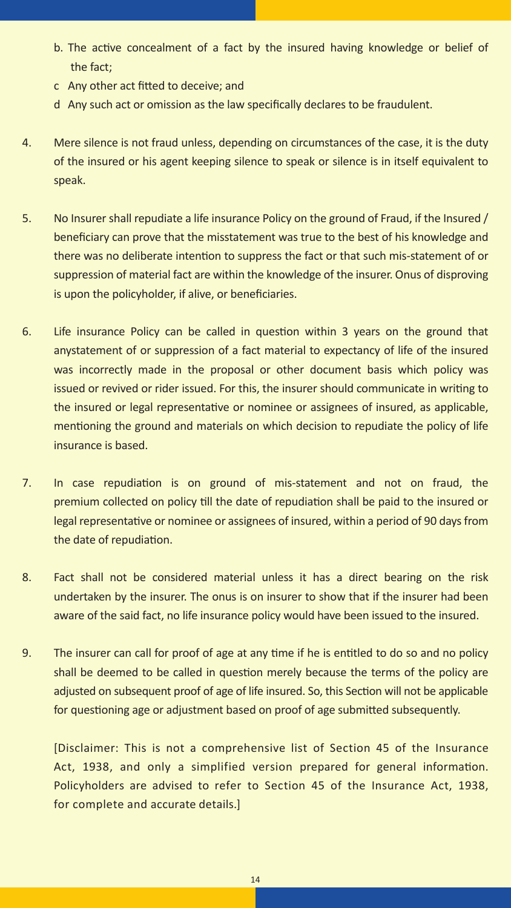b. The active concealment of a fact by the insured having knowledge or belief of the fact;

c Any other act fitted to deceive; and

d Any such act or omission as the law specifically declares to be fraudulent.

4. Mere silence is not fraud unless, depending on circumstances of the case, it is the duty of the insured or his agent keeping silence to speak or silence is in itself equivalent to speak.

5. No Insurer shall repudiate a life insurance Policy on the ground of Fraud, if the Insured / beneficiary can prove that the misstatement was true to the best of his knowledge and there was no deliberate intention to suppress the fact or that such mis-statement of or suppression of material fact are within the knowledge of the insurer. Onus of disproving is upon the policyholder, if alive, or beneficiaries.

6. Life insurance Policy can be called in question within 3 years on the ground that anystatement of or suppression of a fact material to expectancy of life of the insured was incorrectly made in the proposal or other document basis which policy was issued or revived or rider issued. For this, the insurer should communicate in writing to the insured or legal representative or nominee or assignees of insured, as applicable, mentioning the ground and materials on which decision to repudiate the policy of life insurance is based.

7. In case repudiation is on ground of mis-statement and not on fraud, the premium collected on policy till the date of repudiation shall be paid to the insured or legal representative or nominee or assignees of insured, within a period of 90 days from the date of repudiation.

8. Fact shall not be considered material unless it has a direct bearing on the risk undertaken by the insurer. The onus is on insurer to show that if the insurer had been aware of the said fact, no life insurance policy would have been issued to the insured.

9. The insurer can call for proof of age at any time if he is entitled to do so and no policy shall be deemed to be called in question merely because the terms of the policy are adjusted on subsequent proof of age of life insured. So, this Section will not be applicable for questioning age or adjustment based on proof of age submitted subsequently.

[Disclaimer: This is not a comprehensive list of Section 45 of the Insurance Act, 1938, and only a simplified version prepared for general information. Policyholders are advised to refer to Section 45 of the Insurance Act, 1938, for complete and accurate details.]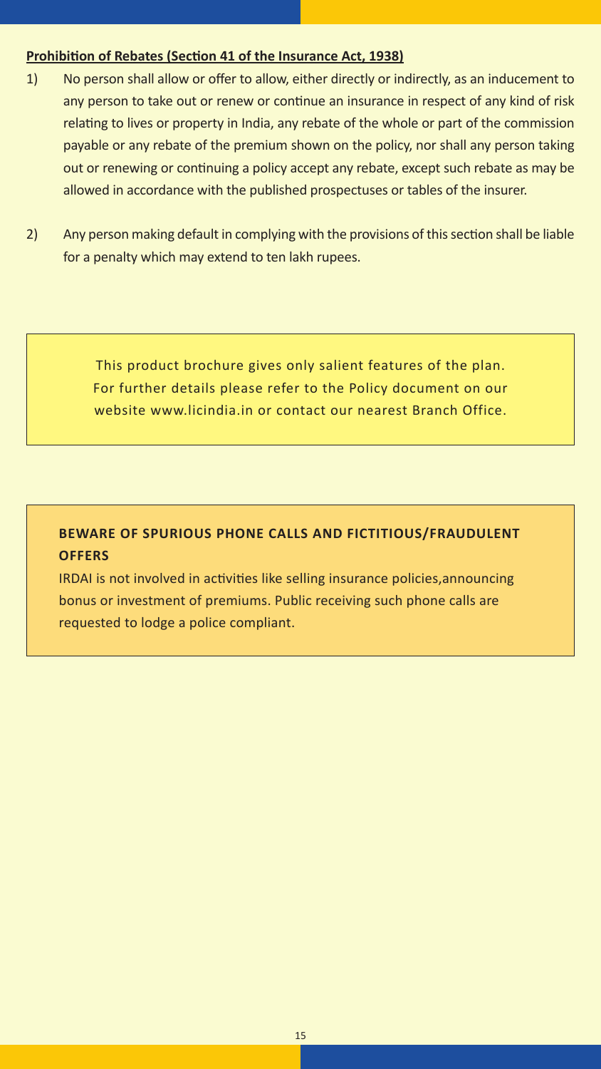**Prohibition of Rebates (Section 41 of the Insurance Act, 1938)**

1) No person shall allow or offer to allow, either directly or indirectly, as an inducement to any person to take out or renew or continue an insurance in respect of any kind of risk relating to lives or property in India, any rebate of the whole or part of the commission payable or any rebate of the premium shown on the policy, nor shall any person taking out or renewing or continuing a policy accept any rebate, except such rebate as may be allowed in accordance with the published prospectuses or tables of the insurer.

2) Any person making default in complying with the provisions of this section shall be liable for a penalty which may extend to ten lakh rupees.

This product brochure gives only salient features of the plan. For further details please refer to the Policy document on our website www.licindia.in or contact our nearest Branch Office.

**BEWARE OF SPURIOUS PHONE CALLS AND FICTITIOUS/FRAUDULENT OFFERS**

IRDAI is not involved in activities like selling insurance policies,announcing bonus or investment of premiums. Public receiving such phone calls are requested to lodge a police compliant.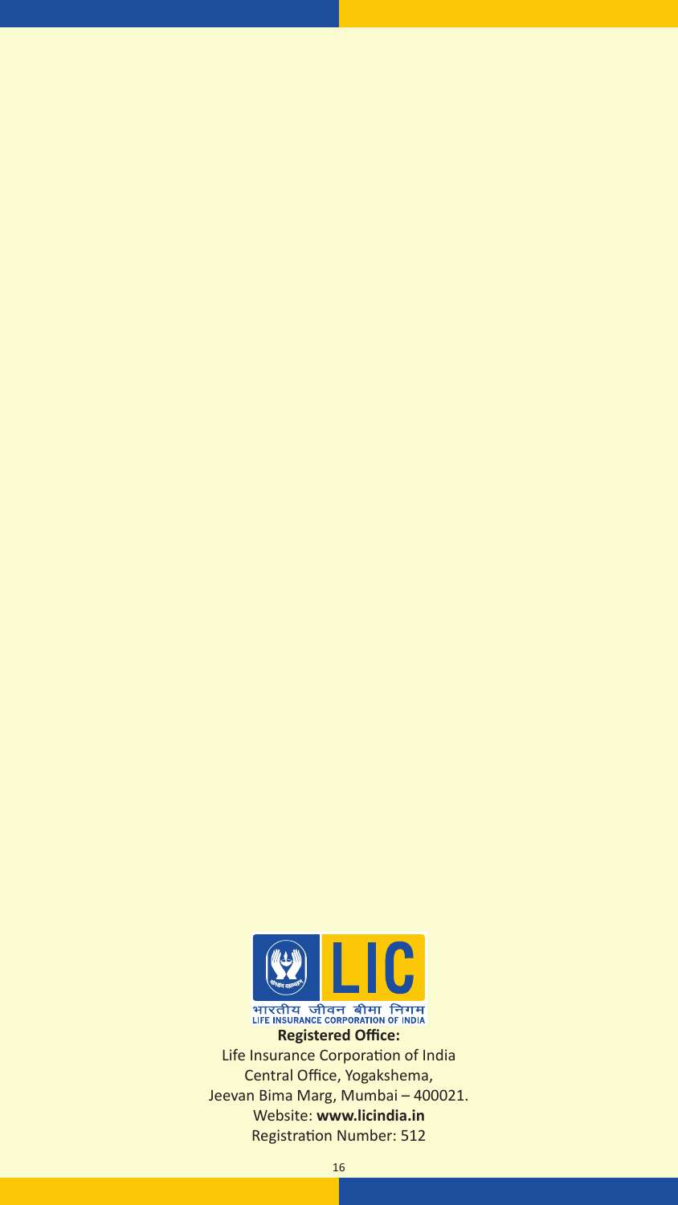भारतीय जीवन बीमा निगम
LIFE INSURANCE CORPORATION OF INDIA

**Registered Office:**

Life Insurance Corporation of India
Central Office, Yogakshema,
Jeevan Bima Marg, Mumbai – 400021.
Website: **www.licindia.in**
Registration Number: 512